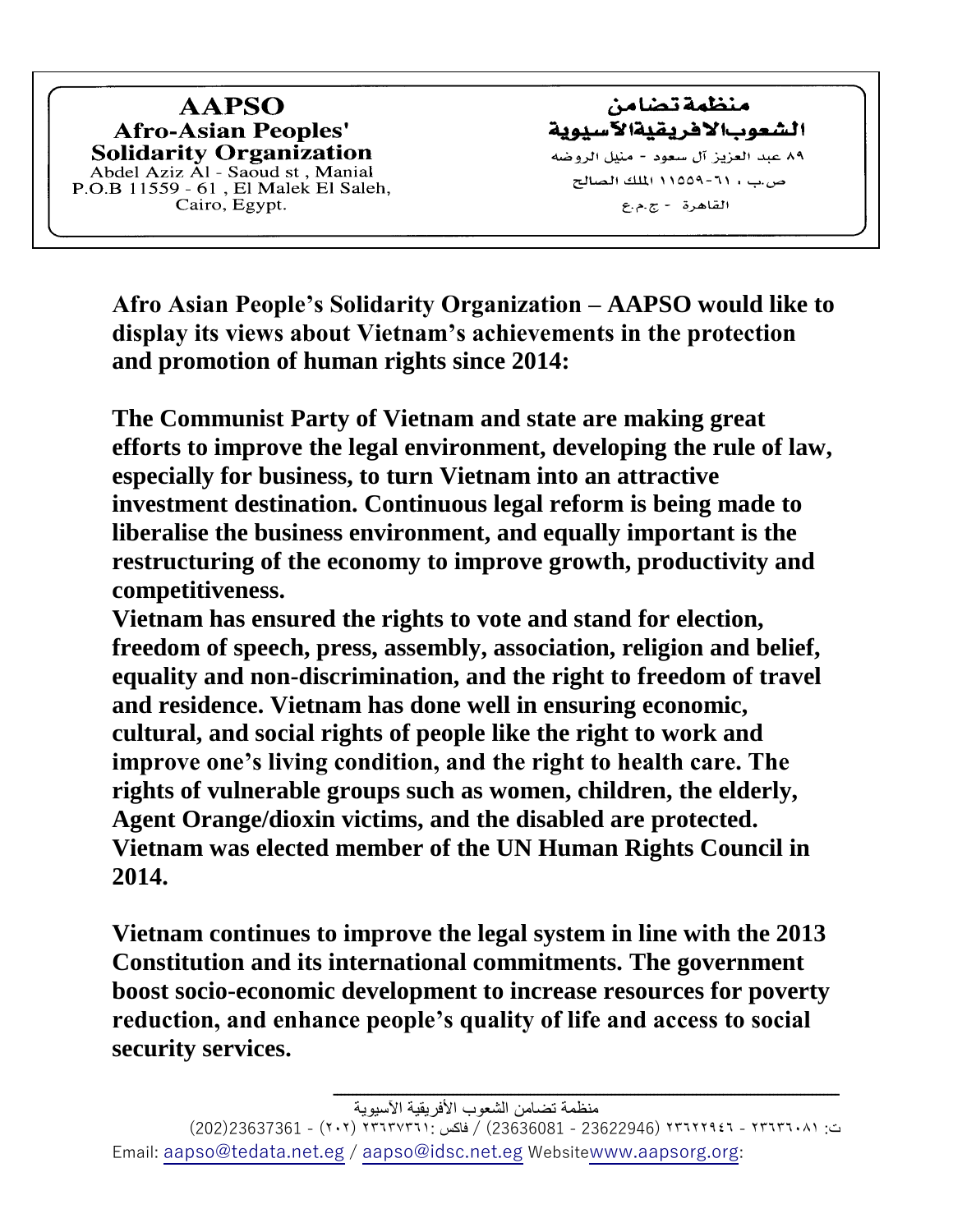**AAPSO**
**Afro-Asian Peoples' Solidarity Organization**
Abdel Aziz Al - Saoud st , Manial
P.O.B 11559 - 61 , El Malek El Saleh,
Cairo, Egypt.

**منظمة تضامن الشعوب الافريقية الآسيوية**
٨٩ عبد العزيز آل سعود - منيل الروضه
ص.ب ، ٦١-١١٥٥٩ الملك الصالح
القاهرة - ج.م.ع

**Afro Asian People's Solidarity Organization – AAPSO would like to display its views about Vietnam's achievements in the protection and promotion of human rights since 2014:**

**The Communist Party of Vietnam and state are making great efforts to improve the legal environment, developing the rule of law, especially for business, to turn Vietnam into an attractive investment destination. Continuous legal reform is being made to liberalise the business environment, and equally important is the restructuring of the economy to improve growth, productivity and competitiveness.**

**Vietnam has ensured the rights to vote and stand for election, freedom of speech, press, assembly, association, religion and belief, equality and non-discrimination, and the right to freedom of travel and residence. Vietnam has done well in ensuring economic, cultural, and social rights of people like the right to work and improve one's living condition, and the right to health care. The rights of vulnerable groups such as women, children, the elderly, Agent Orange/dioxin victims, and the disabled are protected. Vietnam was elected member of the UN Human Rights Council in 2014.**

**Vietnam continues to improve the legal system in line with the 2013 Constitution and its international commitments. The government boost socio-economic development to increase resources for poverty reduction, and enhance people's quality of life and access to social security services.**

منظمة تضامن الشعوب الأفريقية الآسيوية
ت: ٢٣٦٣٦٠٨١ - ٢٣٦٢٢٩٤٦ (23622946 - 23636081) / فاكس: ٢٣٦٣٧٣٦١ (٢٠٢) - (202)23637361
Email: aapso@tedata.net.eg / aapso@idsc.net.eg Websitewww.aapsorg.org: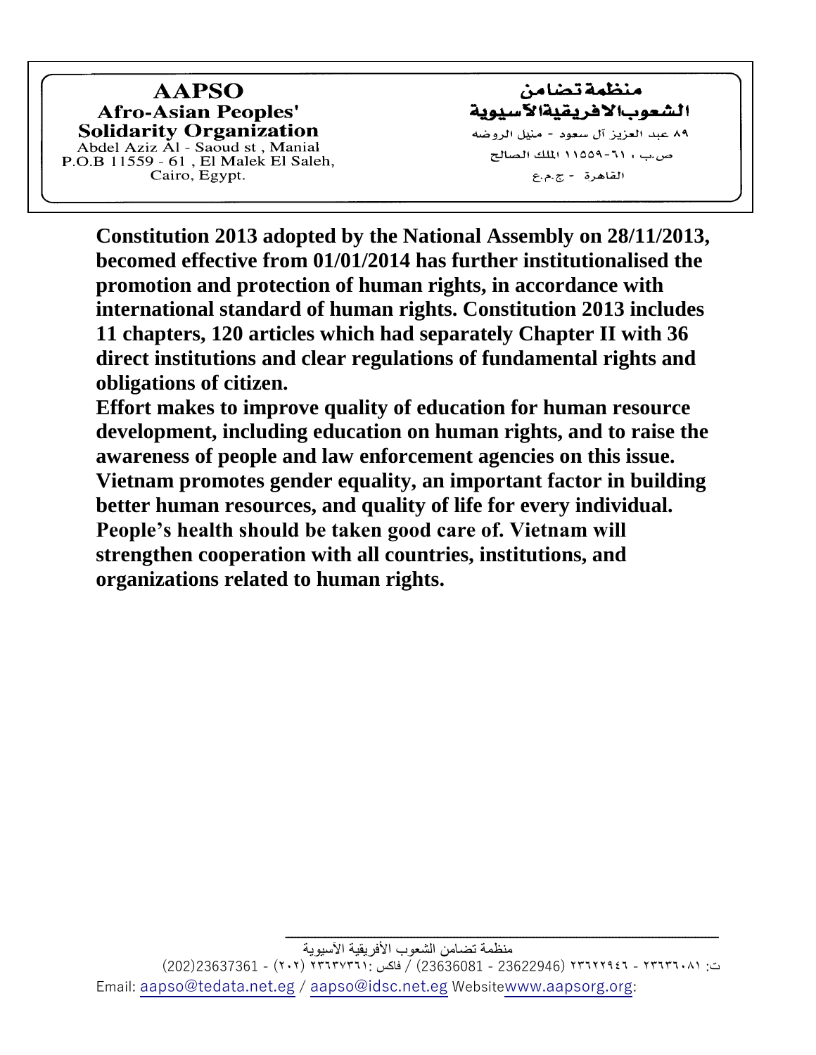**Constitution 2013 adopted by the National Assembly on 28/11/2013, becomed effective from 01/01/2014 has further institutionalised the promotion and protection of human rights, in accordance with international standard of human rights. Constitution 2013 includes 11 chapters, 120 articles which had separately Chapter II with 36 direct institutions and clear regulations of fundamental rights and obligations of citizen.**

**Effort makes to improve quality of education for human resource development, including education on human rights, and to raise the awareness of people and law enforcement agencies on this issue. Vietnam promotes gender equality, an important factor in building better human resources, and quality of life for every individual. People's health should be taken good care of. Vietnam will strengthen cooperation with all countries, institutions, and organizations related to human rights.**